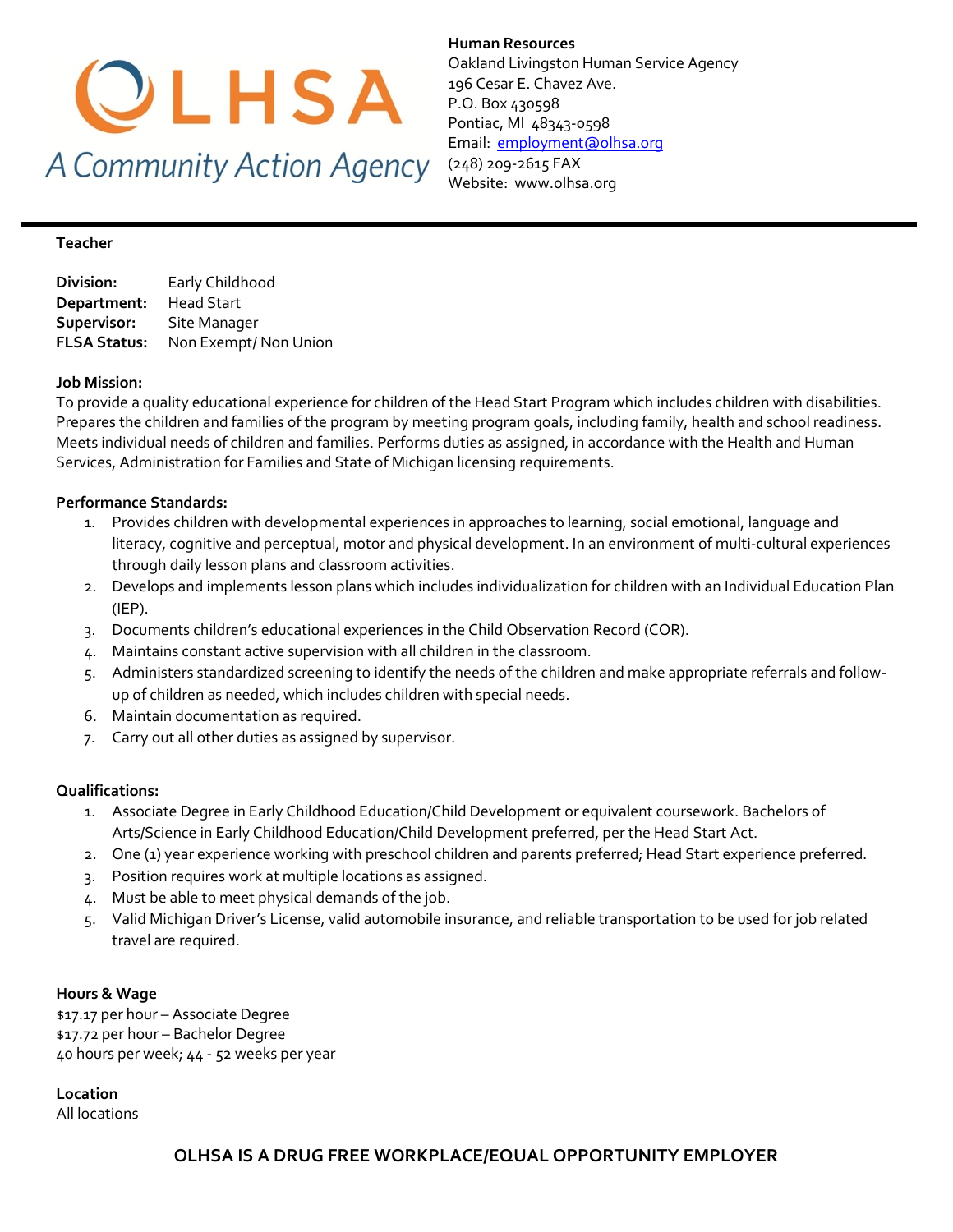OLHSA

*A Community Action Agency*

**Human Resources**
Oakland Livingston Human Service Agency
196 Cesar E. Chavez Ave.
P.O. Box 430598
Pontiac, MI 48343-0598
Email: employment@olhsa.org
(248) 209-2615 FAX
Website: www.olhsa.org

---

**Teacher**

**Division:** Early Childhood
**Department:** Head Start
**Supervisor:** Site Manager
**FLSA Status:** Non Exempt/ Non Union

**Job Mission:**
To provide a quality educational experience for children of the Head Start Program which includes children with disabilities. Prepares the children and families of the program by meeting program goals, including family, health and school readiness. Meets individual needs of children and families. Performs duties as assigned, in accordance with the Health and Human Services, Administration for Families and State of Michigan licensing requirements.

**Performance Standards:**

1. Provides children with developmental experiences in approaches to learning, social emotional, language and literacy, cognitive and perceptual, motor and physical development. In an environment of multi-cultural experiences through daily lesson plans and classroom activities.
2. Develops and implements lesson plans which includes individualization for children with an Individual Education Plan (IEP).
3. Documents children's educational experiences in the Child Observation Record (COR).
4. Maintains constant active supervision with all children in the classroom.
5. Administers standardized screening to identify the needs of the children and make appropriate referrals and follow-up of children as needed, which includes children with special needs.
6. Maintain documentation as required.
7. Carry out all other duties as assigned by supervisor.

**Qualifications:**

1. Associate Degree in Early Childhood Education/Child Development or equivalent coursework. Bachelors of Arts/Science in Early Childhood Education/Child Development preferred, per the Head Start Act.
2. One (1) year experience working with preschool children and parents preferred; Head Start experience preferred.
3. Position requires work at multiple locations as assigned.
4. Must be able to meet physical demands of the job.
5. Valid Michigan Driver's License, valid automobile insurance, and reliable transportation to be used for job related travel are required.

**Hours & Wage**
$17.17 per hour – Associate Degree
$17.72 per hour – Bachelor Degree
40 hours per week; 44 - 52 weeks per year

**Location**
All locations

**OLHSA IS A DRUG FREE WORKPLACE/EQUAL OPPORTUNITY EMPLOYER**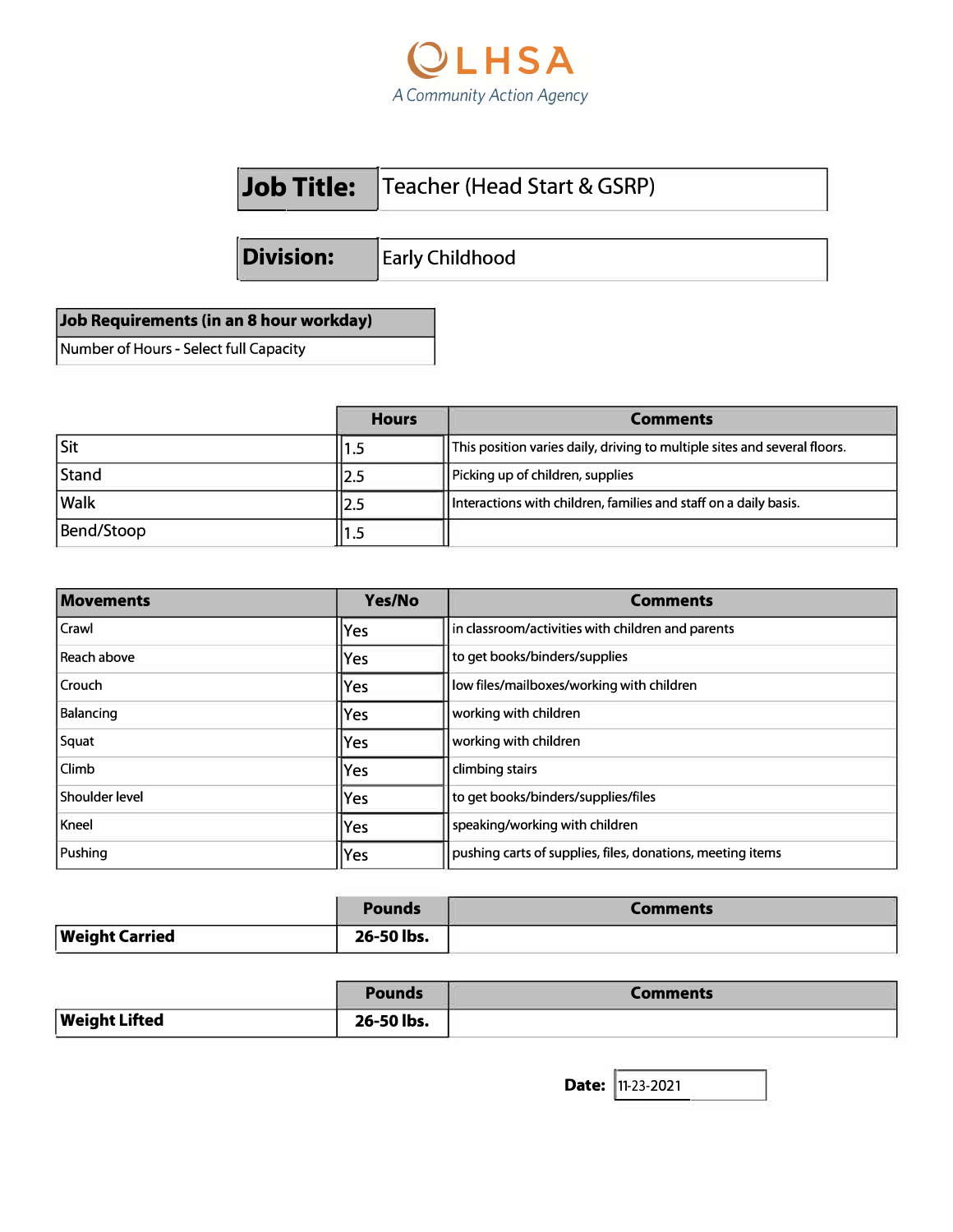LHSA

*A Community Action Agency*

| Job Title: | Teacher (Head Start & GSRP) |
|---|---|
| **Division:** | Early Childhood |

| Job Requirements (in an 8 hour workday) |
|---|
| Number of Hours - Select full Capacity |

| | Hours | Comments |
|---|---|---|
| Sit | 1.5 | This position varies daily, driving to multiple sites and several floors. |
| Stand | 2.5 | Picking up of children, supplies |
| Walk | 2.5 | Interactions with children, families and staff on a daily basis. |
| Bend/Stoop | 1.5 | |

| Movements | Yes/No | Comments |
|---|---|---|
| Crawl | Yes | in classroom/activities with children and parents |
| Reach above | Yes | to get books/binders/supplies |
| Crouch | Yes | low files/mailboxes/working with children |
| Balancing | Yes | working with children |
| Squat | Yes | working with children |
| Climb | Yes | climbing stairs |
| Shoulder level | Yes | to get books/binders/supplies/files |
| Kneel | Yes | speaking/working with children |
| Pushing | Yes | pushing carts of supplies, files, donations, meeting items |

| | Pounds | Comments |
|---|---|---|
| **Weight Carried** | **26-50 lbs.** | |

| | Pounds | Comments |
|---|---|---|
| **Weight Lifted** | **26-50 lbs.** | |

**Date:** 11-23-2021